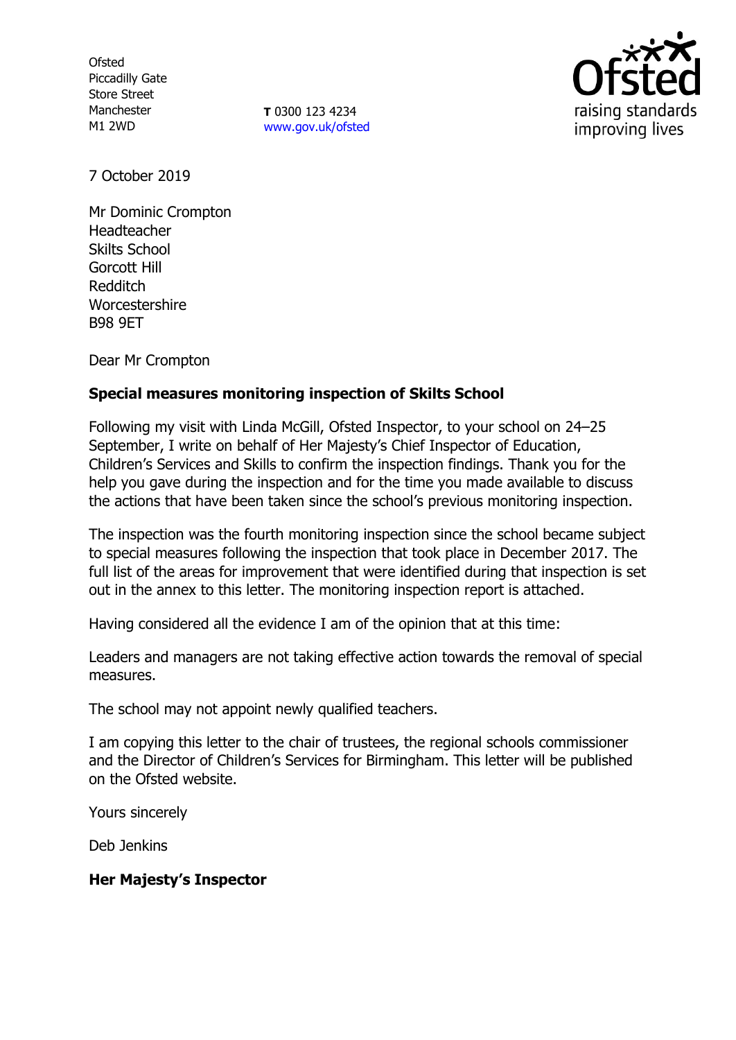Ofsted
Piccadilly Gate
Store Street
Manchester
M1 2WD

**T** 0300 123 4234
www.gov.uk/ofsted

7 October 2019

Mr Dominic Crompton
Headteacher
Skilts School
Gorcott Hill
Redditch
Worcestershire
B98 9ET

Dear Mr Crompton

**Special measures monitoring inspection of Skilts School**

Following my visit with Linda McGill, Ofsted Inspector, to your school on 24–25 September, I write on behalf of Her Majesty's Chief Inspector of Education, Children's Services and Skills to confirm the inspection findings. Thank you for the help you gave during the inspection and for the time you made available to discuss the actions that have been taken since the school's previous monitoring inspection.

The inspection was the fourth monitoring inspection since the school became subject to special measures following the inspection that took place in December 2017. The full list of the areas for improvement that were identified during that inspection is set out in the annex to this letter. The monitoring inspection report is attached.

Having considered all the evidence I am of the opinion that at this time:

Leaders and managers are not taking effective action towards the removal of special measures.

The school may not appoint newly qualified teachers.

I am copying this letter to the chair of trustees, the regional schools commissioner and the Director of Children's Services for Birmingham. This letter will be published on the Ofsted website.

Yours sincerely

Deb Jenkins

**Her Majesty's Inspector**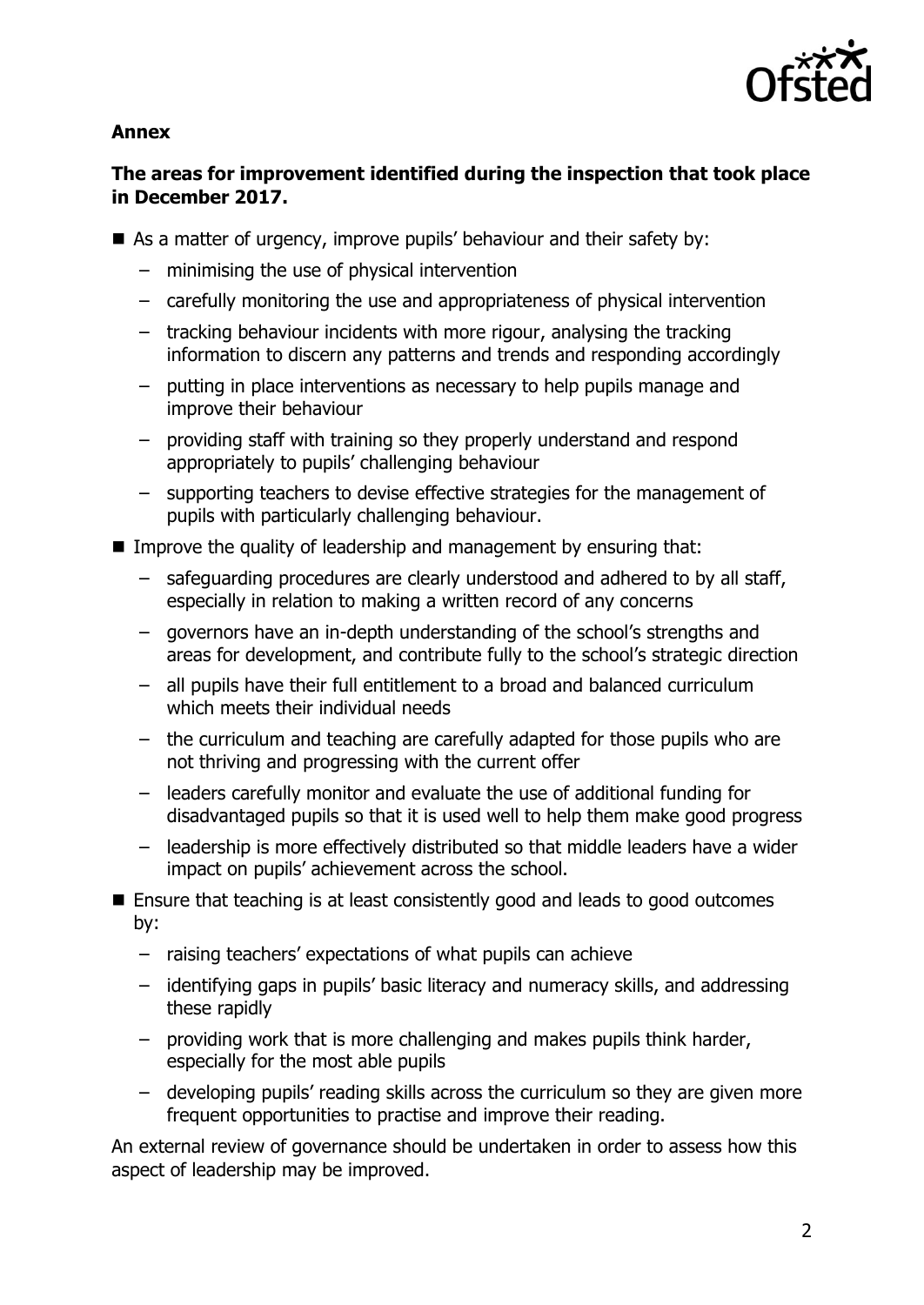**Annex**

**The areas for improvement identified during the inspection that took place in December 2017.**

- As a matter of urgency, improve pupils' behaviour and their safety by:
  - minimising the use of physical intervention
  - carefully monitoring the use and appropriateness of physical intervention
  - tracking behaviour incidents with more rigour, analysing the tracking information to discern any patterns and trends and responding accordingly
  - putting in place interventions as necessary to help pupils manage and improve their behaviour
  - providing staff with training so they properly understand and respond appropriately to pupils' challenging behaviour
  - supporting teachers to devise effective strategies for the management of pupils with particularly challenging behaviour.
- Improve the quality of leadership and management by ensuring that:
  - safeguarding procedures are clearly understood and adhered to by all staff, especially in relation to making a written record of any concerns
  - governors have an in-depth understanding of the school's strengths and areas for development, and contribute fully to the school's strategic direction
  - all pupils have their full entitlement to a broad and balanced curriculum which meets their individual needs
  - the curriculum and teaching are carefully adapted for those pupils who are not thriving and progressing with the current offer
  - leaders carefully monitor and evaluate the use of additional funding for disadvantaged pupils so that it is used well to help them make good progress
  - leadership is more effectively distributed so that middle leaders have a wider impact on pupils' achievement across the school.
- Ensure that teaching is at least consistently good and leads to good outcomes by:
  - raising teachers' expectations of what pupils can achieve
  - identifying gaps in pupils' basic literacy and numeracy skills, and addressing these rapidly
  - providing work that is more challenging and makes pupils think harder, especially for the most able pupils
  - developing pupils' reading skills across the curriculum so they are given more frequent opportunities to practise and improve their reading.

An external review of governance should be undertaken in order to assess how this aspect of leadership may be improved.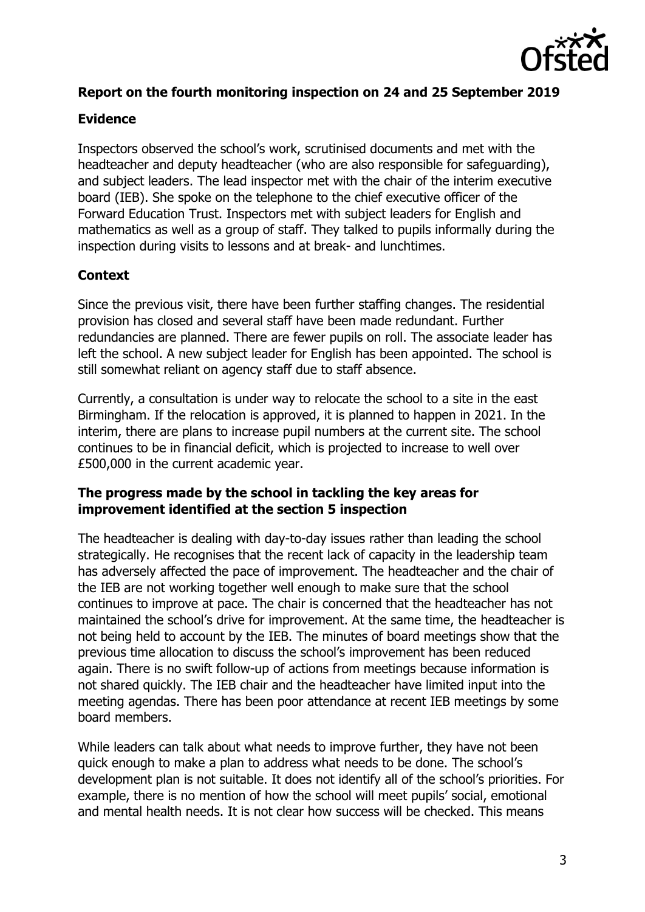## Report on the fourth monitoring inspection on 24 and 25 September 2019

### Evidence

Inspectors observed the school's work, scrutinised documents and met with the headteacher and deputy headteacher (who are also responsible for safeguarding), and subject leaders. The lead inspector met with the chair of the interim executive board (IEB). She spoke on the telephone to the chief executive officer of the Forward Education Trust. Inspectors met with subject leaders for English and mathematics as well as a group of staff. They talked to pupils informally during the inspection during visits to lessons and at break- and lunchtimes.

### Context

Since the previous visit, there have been further staffing changes. The residential provision has closed and several staff have been made redundant. Further redundancies are planned. There are fewer pupils on roll. The associate leader has left the school. A new subject leader for English has been appointed. The school is still somewhat reliant on agency staff due to staff absence.

Currently, a consultation is under way to relocate the school to a site in the east Birmingham. If the relocation is approved, it is planned to happen in 2021. In the interim, there are plans to increase pupil numbers at the current site. The school continues to be in financial deficit, which is projected to increase to well over £500,000 in the current academic year.

### The progress made by the school in tackling the key areas for improvement identified at the section 5 inspection

The headteacher is dealing with day-to-day issues rather than leading the school strategically. He recognises that the recent lack of capacity in the leadership team has adversely affected the pace of improvement. The headteacher and the chair of the IEB are not working together well enough to make sure that the school continues to improve at pace. The chair is concerned that the headteacher has not maintained the school's drive for improvement. At the same time, the headteacher is not being held to account by the IEB. The minutes of board meetings show that the previous time allocation to discuss the school's improvement has been reduced again. There is no swift follow-up of actions from meetings because information is not shared quickly. The IEB chair and the headteacher have limited input into the meeting agendas. There has been poor attendance at recent IEB meetings by some board members.

While leaders can talk about what needs to improve further, they have not been quick enough to make a plan to address what needs to be done. The school's development plan is not suitable. It does not identify all of the school's priorities. For example, there is no mention of how the school will meet pupils' social, emotional and mental health needs. It is not clear how success will be checked. This means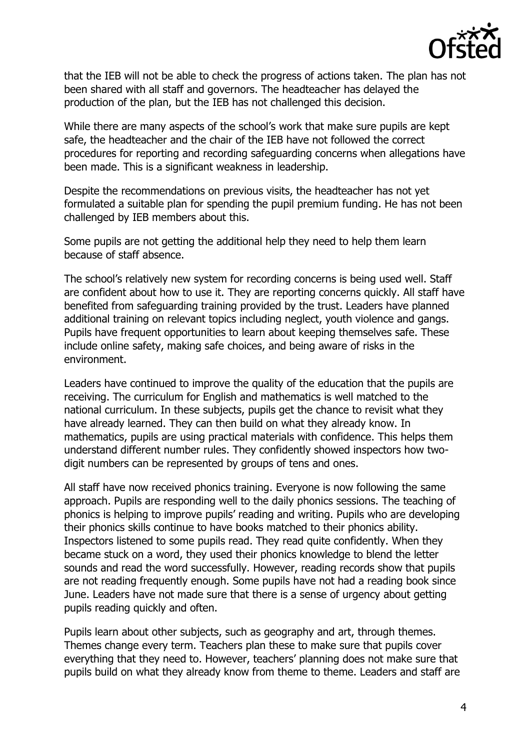that the IEB will not be able to check the progress of actions taken. The plan has not been shared with all staff and governors. The headteacher has delayed the production of the plan, but the IEB has not challenged this decision.

While there are many aspects of the school's work that make sure pupils are kept safe, the headteacher and the chair of the IEB have not followed the correct procedures for reporting and recording safeguarding concerns when allegations have been made. This is a significant weakness in leadership.

Despite the recommendations on previous visits, the headteacher has not yet formulated a suitable plan for spending the pupil premium funding. He has not been challenged by IEB members about this.

Some pupils are not getting the additional help they need to help them learn because of staff absence.

The school's relatively new system for recording concerns is being used well. Staff are confident about how to use it. They are reporting concerns quickly. All staff have benefited from safeguarding training provided by the trust. Leaders have planned additional training on relevant topics including neglect, youth violence and gangs. Pupils have frequent opportunities to learn about keeping themselves safe. These include online safety, making safe choices, and being aware of risks in the environment.

Leaders have continued to improve the quality of the education that the pupils are receiving. The curriculum for English and mathematics is well matched to the national curriculum. In these subjects, pupils get the chance to revisit what they have already learned. They can then build on what they already know. In mathematics, pupils are using practical materials with confidence. This helps them understand different number rules. They confidently showed inspectors how two-digit numbers can be represented by groups of tens and ones.

All staff have now received phonics training. Everyone is now following the same approach. Pupils are responding well to the daily phonics sessions. The teaching of phonics is helping to improve pupils' reading and writing. Pupils who are developing their phonics skills continue to have books matched to their phonics ability. Inspectors listened to some pupils read. They read quite confidently. When they became stuck on a word, they used their phonics knowledge to blend the letter sounds and read the word successfully. However, reading records show that pupils are not reading frequently enough. Some pupils have not had a reading book since June. Leaders have not made sure that there is a sense of urgency about getting pupils reading quickly and often.

Pupils learn about other subjects, such as geography and art, through themes. Themes change every term. Teachers plan these to make sure that pupils cover everything that they need to. However, teachers' planning does not make sure that pupils build on what they already know from theme to theme. Leaders and staff are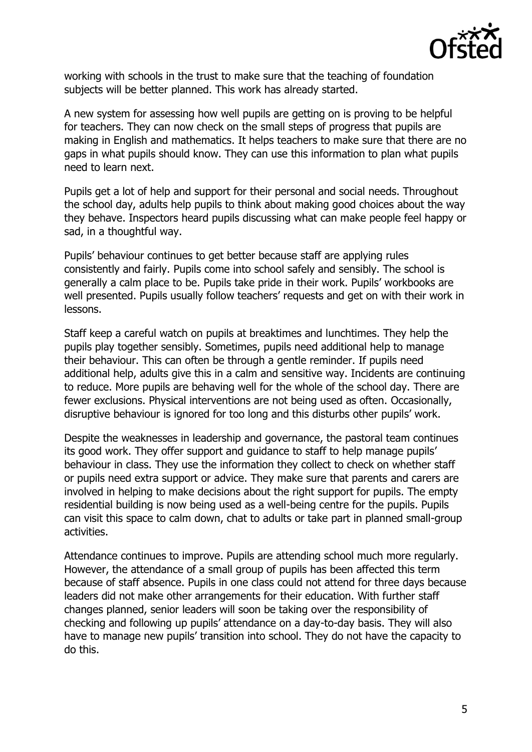working with schools in the trust to make sure that the teaching of foundation subjects will be better planned. This work has already started.

A new system for assessing how well pupils are getting on is proving to be helpful for teachers. They can now check on the small steps of progress that pupils are making in English and mathematics. It helps teachers to make sure that there are no gaps in what pupils should know. They can use this information to plan what pupils need to learn next.

Pupils get a lot of help and support for their personal and social needs. Throughout the school day, adults help pupils to think about making good choices about the way they behave. Inspectors heard pupils discussing what can make people feel happy or sad, in a thoughtful way.

Pupils' behaviour continues to get better because staff are applying rules consistently and fairly. Pupils come into school safely and sensibly. The school is generally a calm place to be. Pupils take pride in their work. Pupils' workbooks are well presented. Pupils usually follow teachers' requests and get on with their work in lessons.

Staff keep a careful watch on pupils at breaktimes and lunchtimes. They help the pupils play together sensibly. Sometimes, pupils need additional help to manage their behaviour. This can often be through a gentle reminder. If pupils need additional help, adults give this in a calm and sensitive way. Incidents are continuing to reduce. More pupils are behaving well for the whole of the school day. There are fewer exclusions. Physical interventions are not being used as often. Occasionally, disruptive behaviour is ignored for too long and this disturbs other pupils' work.

Despite the weaknesses in leadership and governance, the pastoral team continues its good work. They offer support and guidance to staff to help manage pupils' behaviour in class. They use the information they collect to check on whether staff or pupils need extra support or advice. They make sure that parents and carers are involved in helping to make decisions about the right support for pupils. The empty residential building is now being used as a well-being centre for the pupils. Pupils can visit this space to calm down, chat to adults or take part in planned small-group activities.

Attendance continues to improve. Pupils are attending school much more regularly. However, the attendance of a small group of pupils has been affected this term because of staff absence. Pupils in one class could not attend for three days because leaders did not make other arrangements for their education. With further staff changes planned, senior leaders will soon be taking over the responsibility of checking and following up pupils' attendance on a day-to-day basis. They will also have to manage new pupils' transition into school. They do not have the capacity to do this.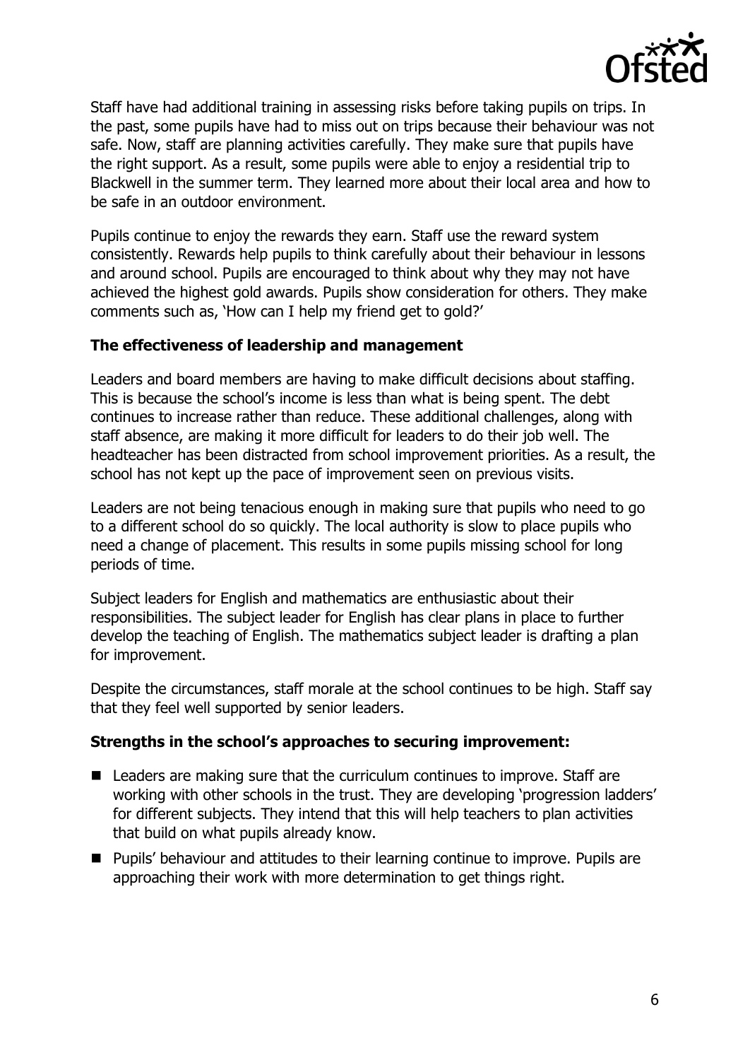Staff have had additional training in assessing risks before taking pupils on trips. In the past, some pupils have had to miss out on trips because their behaviour was not safe. Now, staff are planning activities carefully. They make sure that pupils have the right support. As a result, some pupils were able to enjoy a residential trip to Blackwell in the summer term. They learned more about their local area and how to be safe in an outdoor environment.

Pupils continue to enjoy the rewards they earn. Staff use the reward system consistently. Rewards help pupils to think carefully about their behaviour in lessons and around school. Pupils are encouraged to think about why they may not have achieved the highest gold awards. Pupils show consideration for others. They make comments such as, 'How can I help my friend get to gold?'

**The effectiveness of leadership and management**

Leaders and board members are having to make difficult decisions about staffing. This is because the school's income is less than what is being spent. The debt continues to increase rather than reduce. These additional challenges, along with staff absence, are making it more difficult for leaders to do their job well. The headteacher has been distracted from school improvement priorities. As a result, the school has not kept up the pace of improvement seen on previous visits.

Leaders are not being tenacious enough in making sure that pupils who need to go to a different school do so quickly. The local authority is slow to place pupils who need a change of placement. This results in some pupils missing school for long periods of time.

Subject leaders for English and mathematics are enthusiastic about their responsibilities. The subject leader for English has clear plans in place to further develop the teaching of English. The mathematics subject leader is drafting a plan for improvement.

Despite the circumstances, staff morale at the school continues to be high. Staff say that they feel well supported by senior leaders.

**Strengths in the school's approaches to securing improvement:**

- Leaders are making sure that the curriculum continues to improve. Staff are working with other schools in the trust. They are developing 'progression ladders' for different subjects. They intend that this will help teachers to plan activities that build on what pupils already know.
- Pupils' behaviour and attitudes to their learning continue to improve. Pupils are approaching their work with more determination to get things right.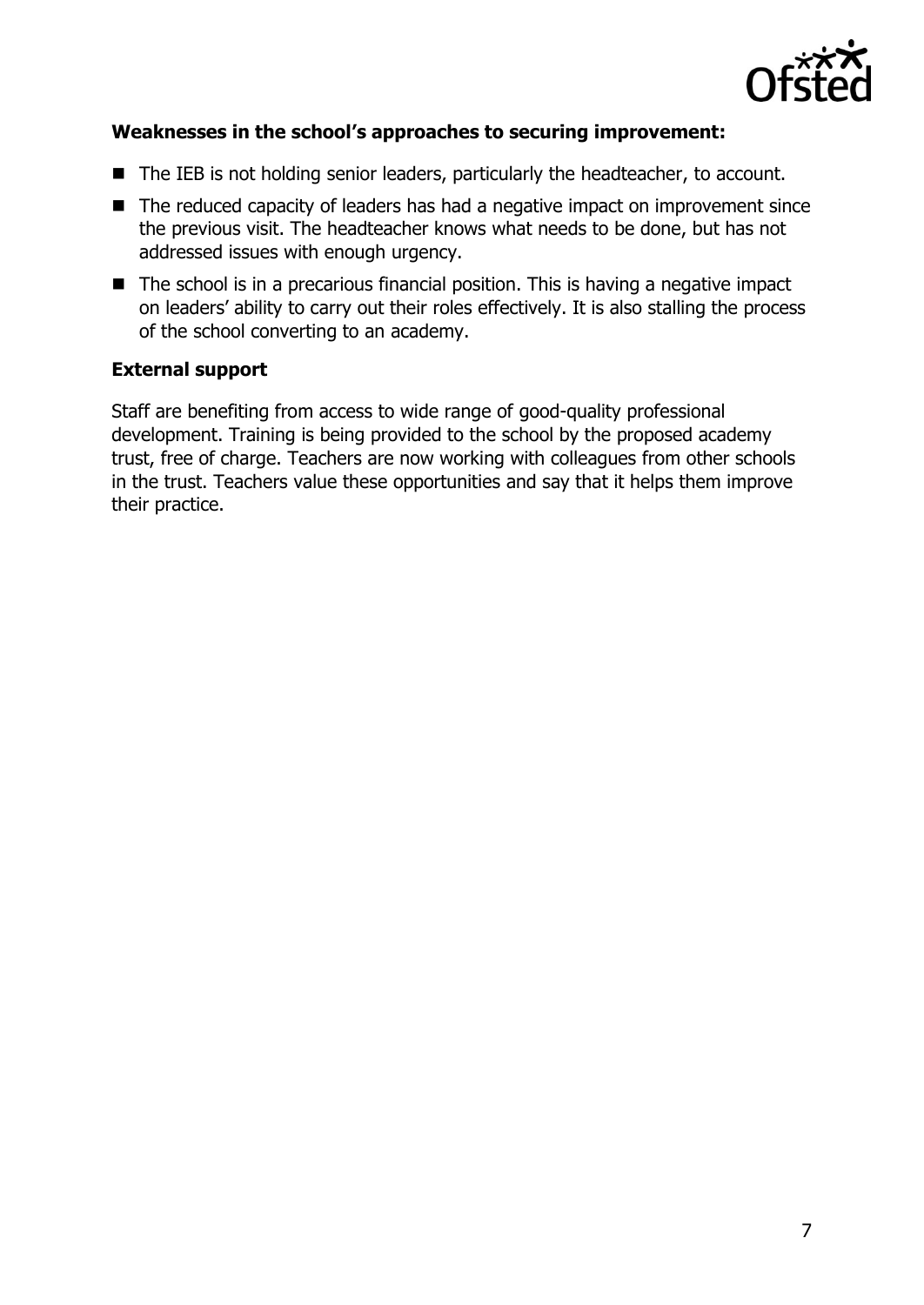**Weaknesses in the school's approaches to securing improvement:**

- The IEB is not holding senior leaders, particularly the headteacher, to account.
- The reduced capacity of leaders has had a negative impact on improvement since the previous visit. The headteacher knows what needs to be done, but has not addressed issues with enough urgency.
- The school is in a precarious financial position. This is having a negative impact on leaders' ability to carry out their roles effectively. It is also stalling the process of the school converting to an academy.

**External support**

Staff are benefiting from access to wide range of good-quality professional development. Training is being provided to the school by the proposed academy trust, free of charge. Teachers are now working with colleagues from other schools in the trust. Teachers value these opportunities and say that it helps them improve their practice.